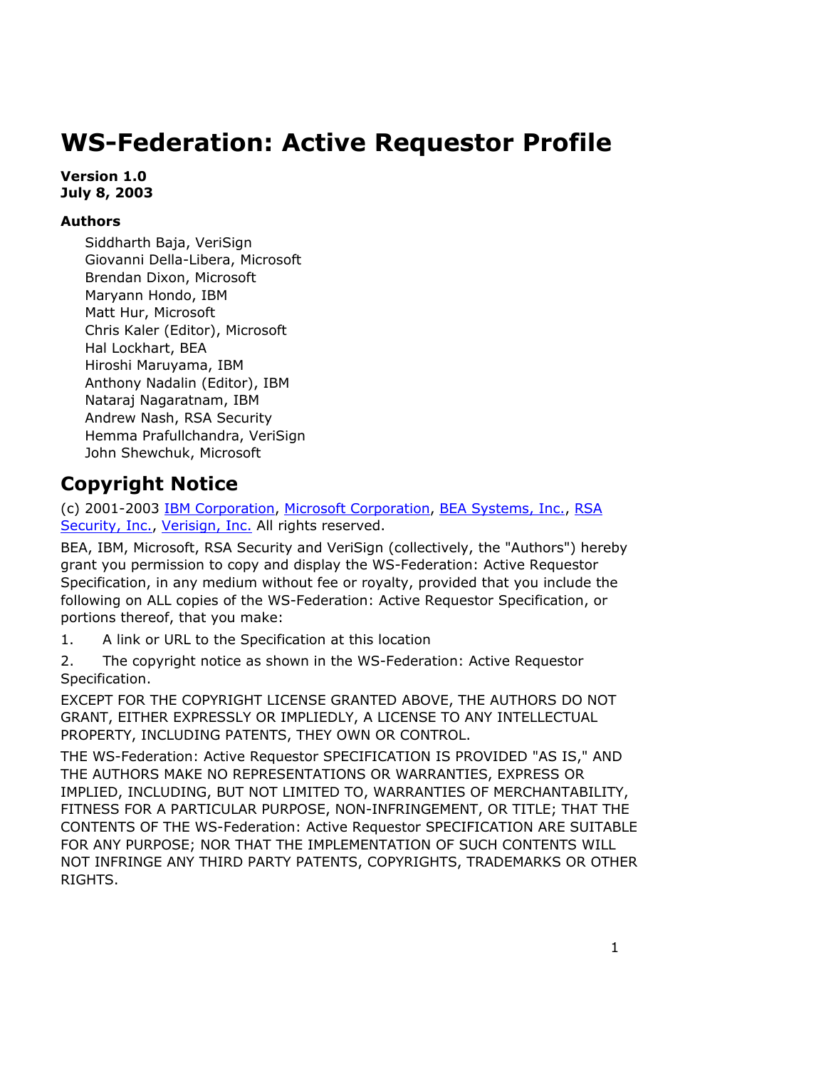# WS-Federation: Active Requestor Profile

**Version 1.0**
**July 8, 2003**

**Authors**

Siddharth Baja, VeriSign
Giovanni Della-Libera, Microsoft
Brendan Dixon, Microsoft
Maryann Hondo, IBM
Matt Hur, Microsoft
Chris Kaler (Editor), Microsoft
Hal Lockhart, BEA
Hiroshi Maruyama, IBM
Anthony Nadalin (Editor), IBM
Nataraj Nagaratnam, IBM
Andrew Nash, RSA Security
Hemma Prafullchandra, VeriSign
John Shewchuk, Microsoft

## Copyright Notice

(c) 2001-2003 IBM Corporation, Microsoft Corporation, BEA Systems, Inc., RSA Security, Inc., Verisign, Inc. All rights reserved.

BEA, IBM, Microsoft, RSA Security and VeriSign (collectively, the "Authors") hereby grant you permission to copy and display the WS-Federation: Active Requestor Specification, in any medium without fee or royalty, provided that you include the following on ALL copies of the WS-Federation: Active Requestor Specification, or portions thereof, that you make:

1. A link or URL to the Specification at this location
2. The copyright notice as shown in the WS-Federation: Active Requestor Specification.

EXCEPT FOR THE COPYRIGHT LICENSE GRANTED ABOVE, THE AUTHORS DO NOT GRANT, EITHER EXPRESSLY OR IMPLIEDLY, A LICENSE TO ANY INTELLECTUAL PROPERTY, INCLUDING PATENTS, THEY OWN OR CONTROL.

THE WS-Federation: Active Requestor SPECIFICATION IS PROVIDED "AS IS," AND THE AUTHORS MAKE NO REPRESENTATIONS OR WARRANTIES, EXPRESS OR IMPLIED, INCLUDING, BUT NOT LIMITED TO, WARRANTIES OF MERCHANTABILITY, FITNESS FOR A PARTICULAR PURPOSE, NON-INFRINGEMENT, OR TITLE; THAT THE CONTENTS OF THE WS-Federation: Active Requestor SPECIFICATION ARE SUITABLE FOR ANY PURPOSE; NOR THAT THE IMPLEMENTATION OF SUCH CONTENTS WILL NOT INFRINGE ANY THIRD PARTY PATENTS, COPYRIGHTS, TRADEMARKS OR OTHER RIGHTS.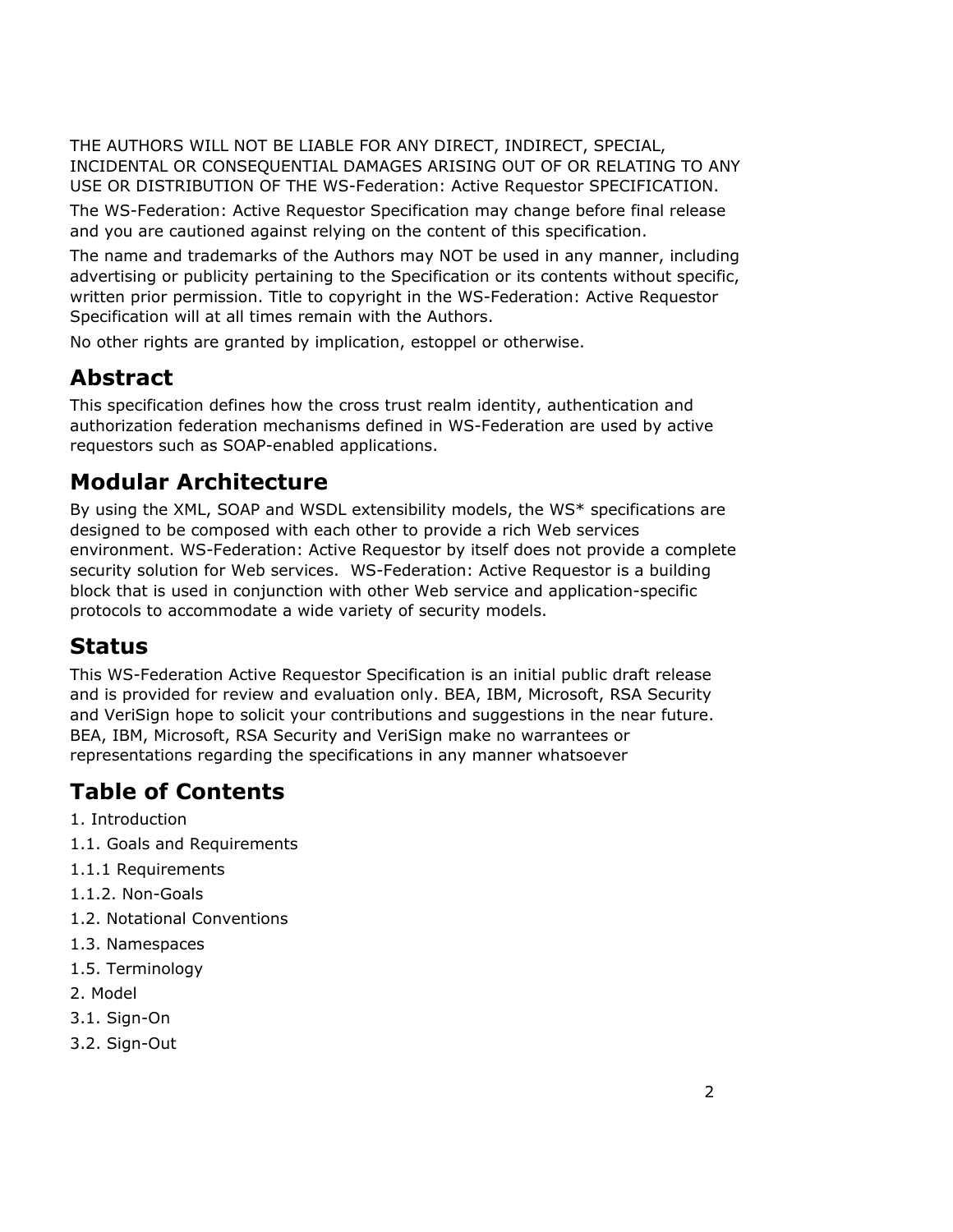THE AUTHORS WILL NOT BE LIABLE FOR ANY DIRECT, INDIRECT, SPECIAL, INCIDENTAL OR CONSEQUENTIAL DAMAGES ARISING OUT OF OR RELATING TO ANY USE OR DISTRIBUTION OF THE WS-Federation: Active Requestor SPECIFICATION.

The WS-Federation: Active Requestor Specification may change before final release and you are cautioned against relying on the content of this specification.

The name and trademarks of the Authors may NOT be used in any manner, including advertising or publicity pertaining to the Specification or its contents without specific, written prior permission. Title to copyright in the WS-Federation: Active Requestor Specification will at all times remain with the Authors.

No other rights are granted by implication, estoppel or otherwise.

## Abstract

This specification defines how the cross trust realm identity, authentication and authorization federation mechanisms defined in WS-Federation are used by active requestors such as SOAP-enabled applications.

## Modular Architecture

By using the XML, SOAP and WSDL extensibility models, the WS* specifications are designed to be composed with each other to provide a rich Web services environment. WS-Federation: Active Requestor by itself does not provide a complete security solution for Web services. WS-Federation: Active Requestor is a building block that is used in conjunction with other Web service and application-specific protocols to accommodate a wide variety of security models.

## Status

This WS-Federation Active Requestor Specification is an initial public draft release and is provided for review and evaluation only. BEA, IBM, Microsoft, RSA Security and VeriSign hope to solicit your contributions and suggestions in the near future. BEA, IBM, Microsoft, RSA Security and VeriSign make no warrantees or representations regarding the specifications in any manner whatsoever

## Table of Contents

1. Introduction

1.1. Goals and Requirements

1.1.1 Requirements

1.1.2. Non-Goals

1.2. Notational Conventions

1.3. Namespaces

1.5. Terminology

2. Model

3.1. Sign-On

3.2. Sign-Out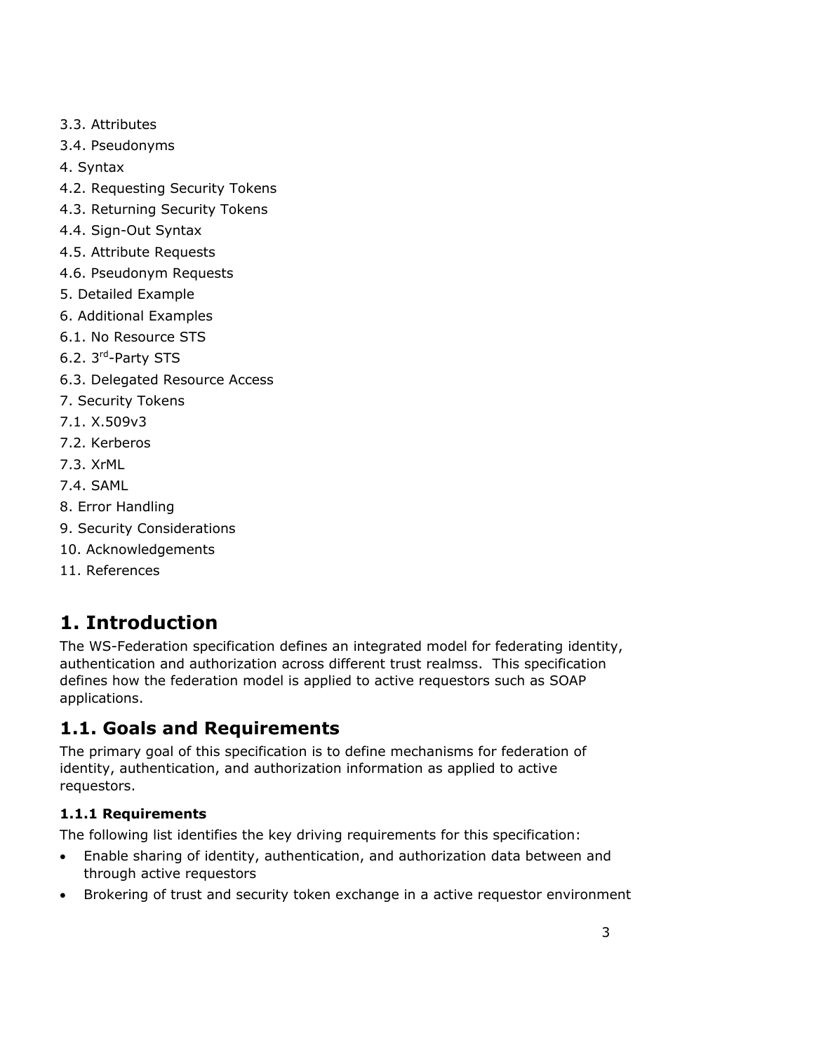3.3. Attributes
3.4. Pseudonyms
4. Syntax
4.2. Requesting Security Tokens
4.3. Returning Security Tokens
4.4. Sign-Out Syntax
4.5. Attribute Requests
4.6. Pseudonym Requests
5. Detailed Example
6. Additional Examples
6.1. No Resource STS
6.2. 3rd-Party STS
6.3. Delegated Resource Access
7. Security Tokens
7.1. X.509v3
7.2. Kerberos
7.3. XrML
7.4. SAML
8. Error Handling
9. Security Considerations
10. Acknowledgements
11. References

# 1. Introduction

The WS-Federation specification defines an integrated model for federating identity, authentication and authorization across different trust realmss. This specification defines how the federation model is applied to active requestors such as SOAP applications.

## 1.1. Goals and Requirements

The primary goal of this specification is to define mechanisms for federation of identity, authentication, and authorization information as applied to active requestors.

### 1.1.1 Requirements

The following list identifies the key driving requirements for this specification:

- Enable sharing of identity, authentication, and authorization data between and through active requestors
- Brokering of trust and security token exchange in a active requestor environment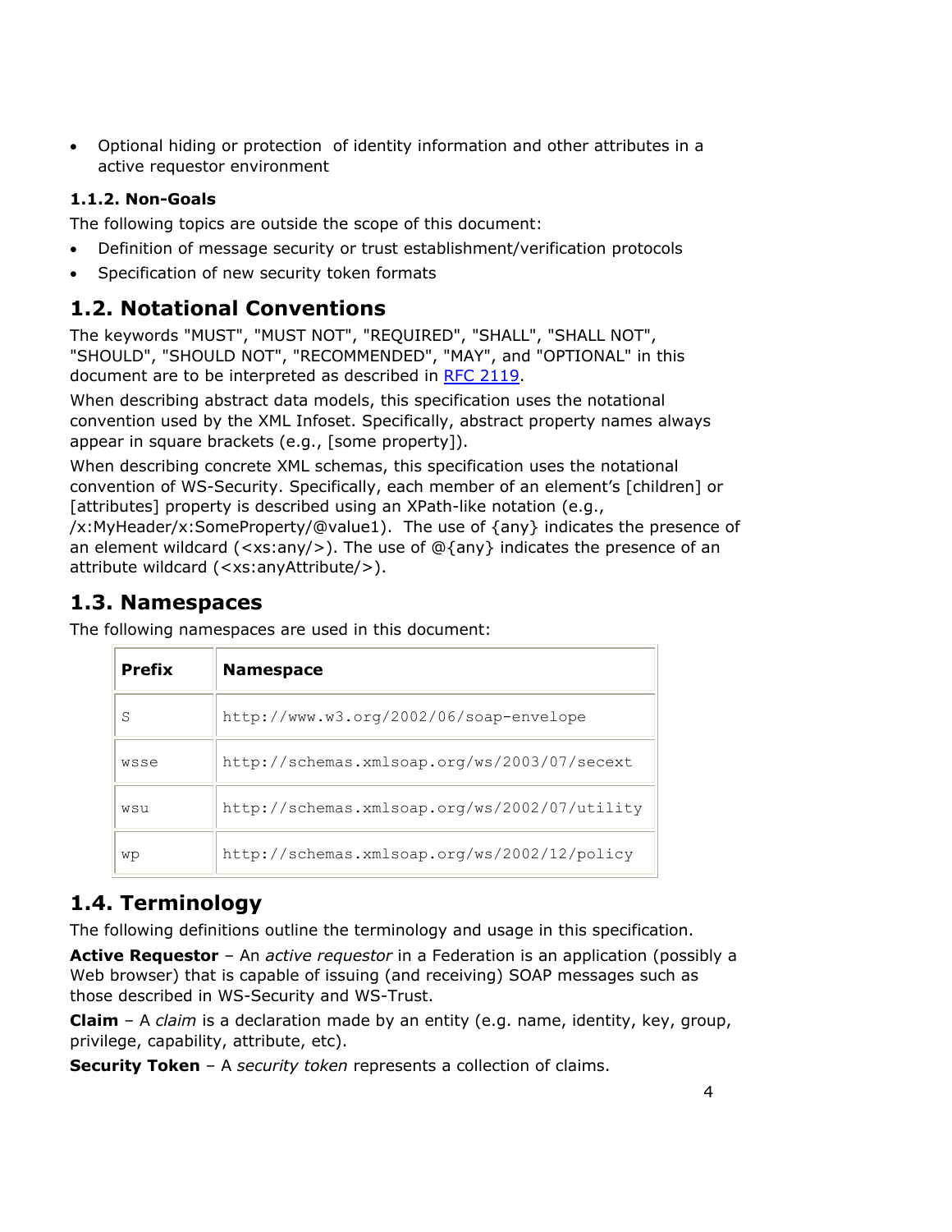- Optional hiding or protection of identity information and other attributes in a active requestor environment

### 1.1.2. Non-Goals

The following topics are outside the scope of this document:

- Definition of message security or trust establishment/verification protocols
- Specification of new security token formats

## 1.2. Notational Conventions

The keywords "MUST", "MUST NOT", "REQUIRED", "SHALL", "SHALL NOT", "SHOULD", "SHOULD NOT", "RECOMMENDED", "MAY", and "OPTIONAL" in this document are to be interpreted as described in RFC 2119.

When describing abstract data models, this specification uses the notational convention used by the XML Infoset. Specifically, abstract property names always appear in square brackets (e.g., [some property]).

When describing concrete XML schemas, this specification uses the notational convention of WS-Security. Specifically, each member of an element's [children] or [attributes] property is described using an XPath-like notation (e.g., /x:MyHeader/x:SomeProperty/@value1). The use of {any} indicates the presence of an element wildcard (<xs:any/>). The use of @{any} indicates the presence of an attribute wildcard (<xs:anyAttribute/>).

## 1.3. Namespaces

The following namespaces are used in this document:

| Prefix | Namespace |
|---|---|
| S | http://www.w3.org/2002/06/soap-envelope |
| wsse | http://schemas.xmlsoap.org/ws/2003/07/secext |
| wsu | http://schemas.xmlsoap.org/ws/2002/07/utility |
| wp | http://schemas.xmlsoap.org/ws/2002/12/policy |

## 1.4. Terminology

The following definitions outline the terminology and usage in this specification.

**Active Requestor** – An *active requestor* in a Federation is an application (possibly a Web browser) that is capable of issuing (and receiving) SOAP messages such as those described in WS-Security and WS-Trust.

**Claim** – A *claim* is a declaration made by an entity (e.g. name, identity, key, group, privilege, capability, attribute, etc).

**Security Token** – A *security token* represents a collection of claims.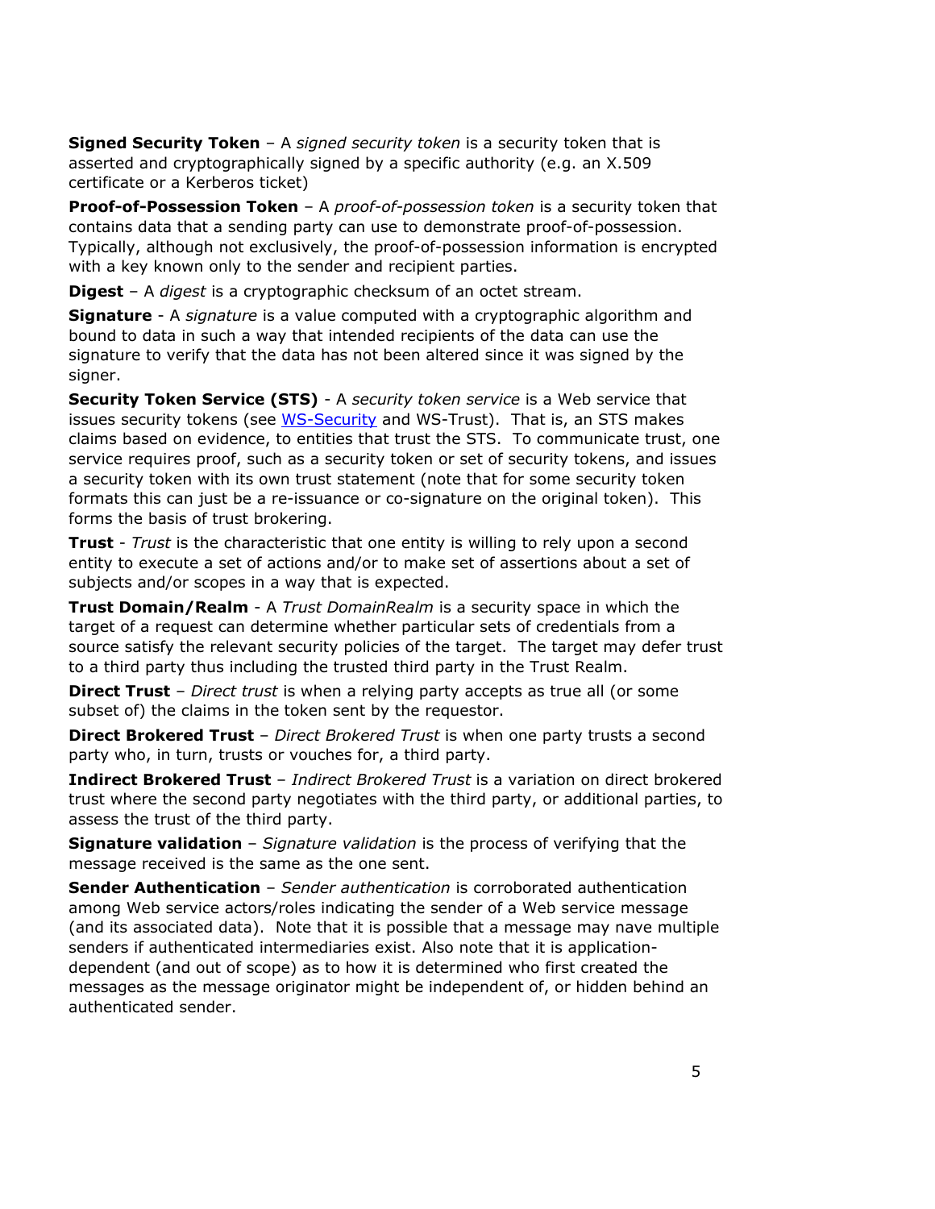**Signed Security Token** – A *signed security token* is a security token that is asserted and cryptographically signed by a specific authority (e.g. an X.509 certificate or a Kerberos ticket)

**Proof-of-Possession Token** – A *proof-of-possession token* is a security token that contains data that a sending party can use to demonstrate proof-of-possession. Typically, although not exclusively, the proof-of-possession information is encrypted with a key known only to the sender and recipient parties.

**Digest** – A *digest* is a cryptographic checksum of an octet stream.

**Signature** - A *signature* is a value computed with a cryptographic algorithm and bound to data in such a way that intended recipients of the data can use the signature to verify that the data has not been altered since it was signed by the signer.

**Security Token Service (STS)** - A *security token service* is a Web service that issues security tokens (see WS-Security and WS-Trust). That is, an STS makes claims based on evidence, to entities that trust the STS. To communicate trust, one service requires proof, such as a security token or set of security tokens, and issues a security token with its own trust statement (note that for some security token formats this can just be a re-issuance or co-signature on the original token). This forms the basis of trust brokering.

**Trust** - *Trust* is the characteristic that one entity is willing to rely upon a second entity to execute a set of actions and/or to make set of assertions about a set of subjects and/or scopes in a way that is expected.

**Trust Domain/Realm** - A *Trust DomainRealm* is a security space in which the target of a request can determine whether particular sets of credentials from a source satisfy the relevant security policies of the target. The target may defer trust to a third party thus including the trusted third party in the Trust Realm.

**Direct Trust** – *Direct trust* is when a relying party accepts as true all (or some subset of) the claims in the token sent by the requestor.

**Direct Brokered Trust** – *Direct Brokered Trust* is when one party trusts a second party who, in turn, trusts or vouches for, a third party.

**Indirect Brokered Trust** – *Indirect Brokered Trust* is a variation on direct brokered trust where the second party negotiates with the third party, or additional parties, to assess the trust of the third party.

**Signature validation** – *Signature validation* is the process of verifying that the message received is the same as the one sent.

**Sender Authentication** – *Sender authentication* is corroborated authentication among Web service actors/roles indicating the sender of a Web service message (and its associated data). Note that it is possible that a message may nave multiple senders if authenticated intermediaries exist. Also note that it is application-dependent (and out of scope) as to how it is determined who first created the messages as the message originator might be independent of, or hidden behind an authenticated sender.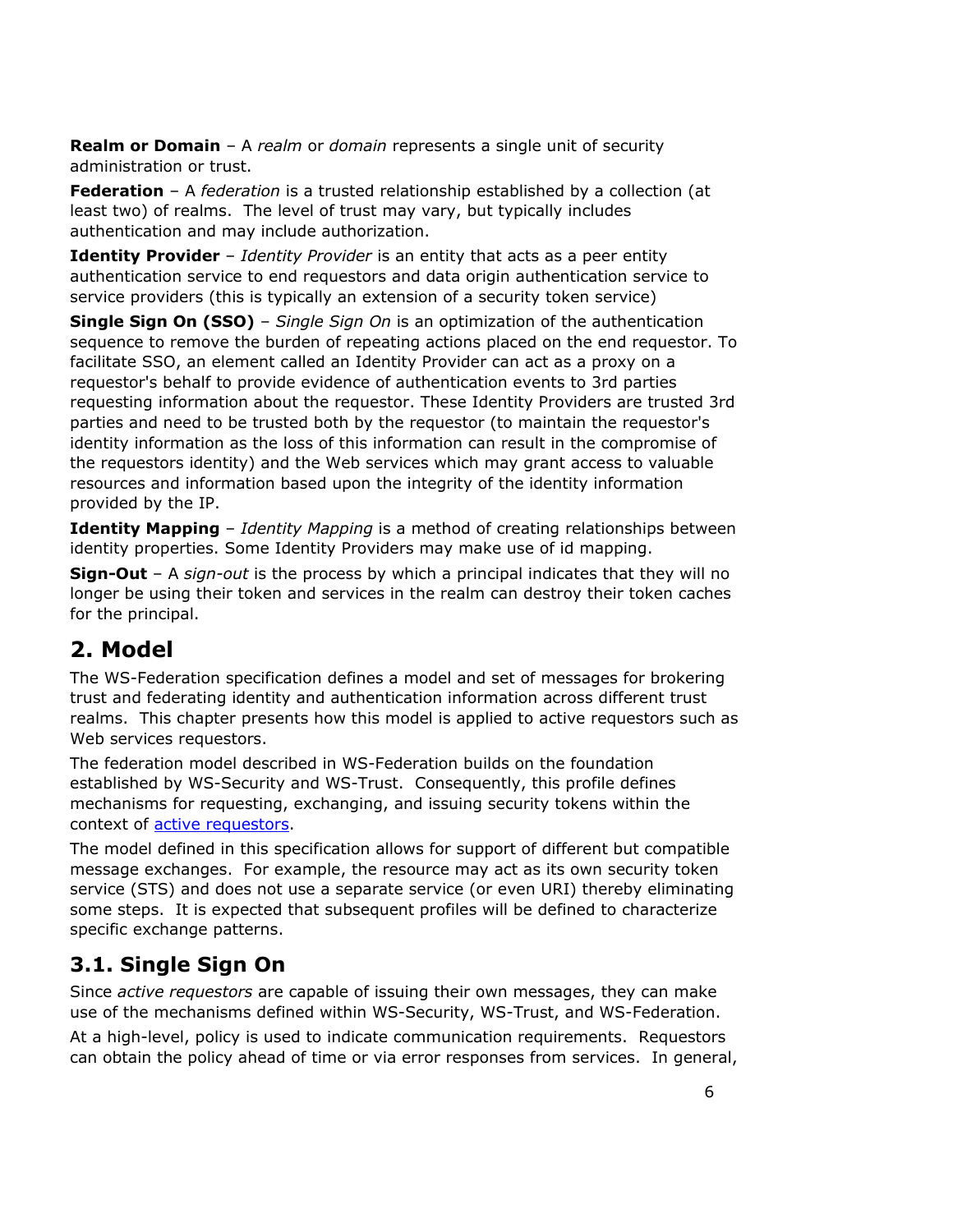**Realm or Domain** – A *realm* or *domain* represents a single unit of security administration or trust.

**Federation** – A *federation* is a trusted relationship established by a collection (at least two) of realms. The level of trust may vary, but typically includes authentication and may include authorization.

**Identity Provider** – *Identity Provider* is an entity that acts as a peer entity authentication service to end requestors and data origin authentication service to service providers (this is typically an extension of a security token service)

**Single Sign On (SSO)** – *Single Sign On* is an optimization of the authentication sequence to remove the burden of repeating actions placed on the end requestor. To facilitate SSO, an element called an Identity Provider can act as a proxy on a requestor's behalf to provide evidence of authentication events to 3rd parties requesting information about the requestor. These Identity Providers are trusted 3rd parties and need to be trusted both by the requestor (to maintain the requestor's identity information as the loss of this information can result in the compromise of the requestors identity) and the Web services which may grant access to valuable resources and information based upon the integrity of the identity information provided by the IP.

**Identity Mapping** – *Identity Mapping* is a method of creating relationships between identity properties. Some Identity Providers may make use of id mapping.

**Sign-Out** – A *sign-out* is the process by which a principal indicates that they will no longer be using their token and services in the realm can destroy their token caches for the principal.

# 2. Model

The WS-Federation specification defines a model and set of messages for brokering trust and federating identity and authentication information across different trust realms. This chapter presents how this model is applied to active requestors such as Web services requestors.

The federation model described in WS-Federation builds on the foundation established by WS-Security and WS-Trust. Consequently, this profile defines mechanisms for requesting, exchanging, and issuing security tokens within the context of active requestors.

The model defined in this specification allows for support of different but compatible message exchanges. For example, the resource may act as its own security token service (STS) and does not use a separate service (or even URI) thereby eliminating some steps. It is expected that subsequent profiles will be defined to characterize specific exchange patterns.

## 3.1. Single Sign On

Since *active requestors* are capable of issuing their own messages, they can make use of the mechanisms defined within WS-Security, WS-Trust, and WS-Federation.

At a high-level, policy is used to indicate communication requirements. Requestors can obtain the policy ahead of time or via error responses from services. In general,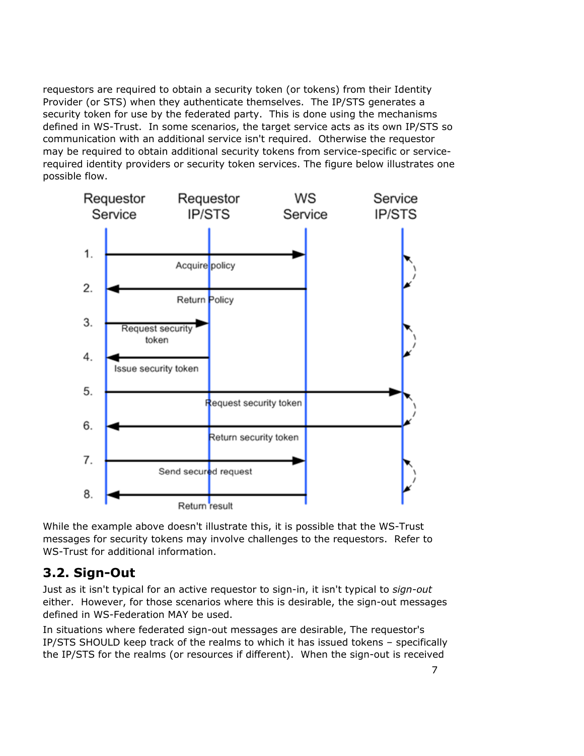requestors are required to obtain a security token (or tokens) from their Identity Provider (or STS) when they authenticate themselves. The IP/STS generates a security token for use by the federated party. This is done using the mechanisms defined in WS-Trust. In some scenarios, the target service acts as its own IP/STS so communication with an additional service isn't required. Otherwise the requestor may be required to obtain additional security tokens from service-specific or service-required identity providers or security token services. The figure below illustrates one possible flow.

While the example above doesn't illustrate this, it is possible that the WS-Trust messages for security tokens may involve challenges to the requestors. Refer to WS-Trust for additional information.

## 3.2. Sign-Out

Just as it isn't typical for an active requestor to sign-in, it isn't typical to *sign-out* either. However, for those scenarios where this is desirable, the sign-out messages defined in WS-Federation MAY be used.

In situations where federated sign-out messages are desirable, The requestor's IP/STS SHOULD keep track of the realms to which it has issued tokens – specifically the IP/STS for the realms (or resources if different). When the sign-out is received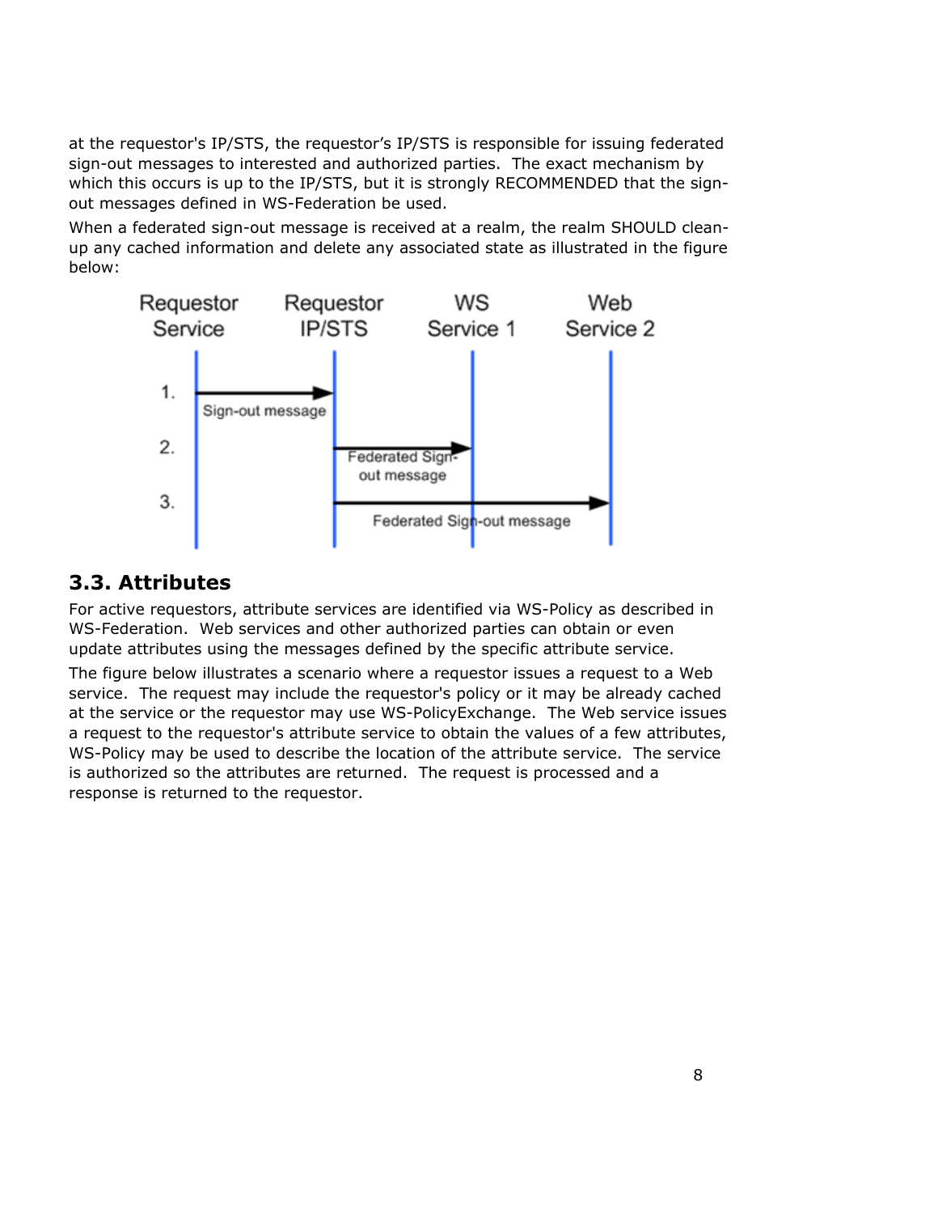at the requestor's IP/STS, the requestor's IP/STS is responsible for issuing federated sign-out messages to interested and authorized parties. The exact mechanism by which this occurs is up to the IP/STS, but it is strongly RECOMMENDED that the sign-out messages defined in WS-Federation be used.

When a federated sign-out message is received at a realm, the realm SHOULD clean-up any cached information and delete any associated state as illustrated in the figure below:

## 3.3. Attributes

For active requestors, attribute services are identified via WS-Policy as described in WS-Federation. Web services and other authorized parties can obtain or even update attributes using the messages defined by the specific attribute service.

The figure below illustrates a scenario where a requestor issues a request to a Web service. The request may include the requestor's policy or it may be already cached at the service or the requestor may use WS-PolicyExchange. The Web service issues a request to the requestor's attribute service to obtain the values of a few attributes, WS-Policy may be used to describe the location of the attribute service. The service is authorized so the attributes are returned. The request is processed and a response is returned to the requestor.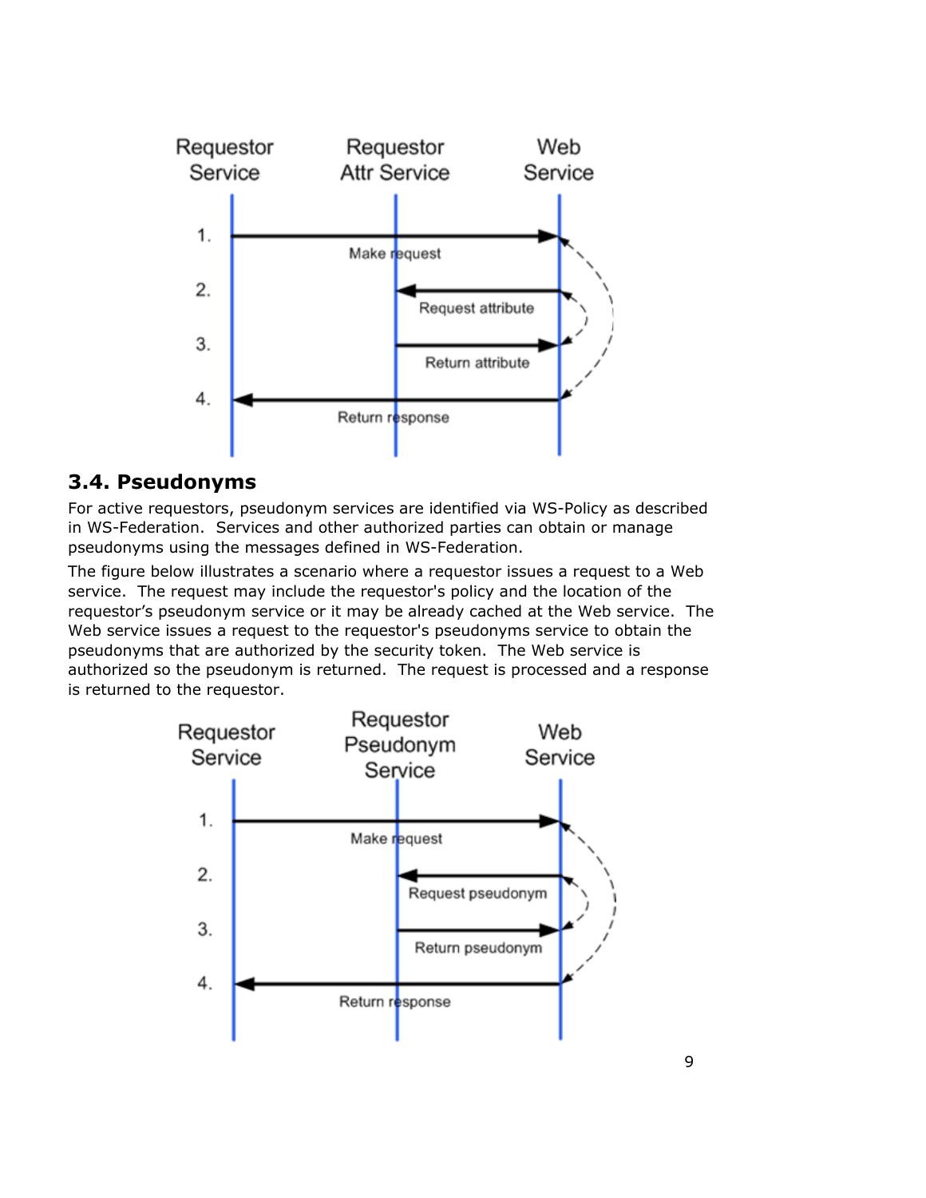Requestor Service | Requestor Attr Service | Web Service

1. Make request
2. Request attribute
3. Return attribute
4. Return response

### 3.4. Pseudonyms

For active requestors, pseudonym services are identified via WS-Policy as described in WS-Federation. Services and other authorized parties can obtain or manage pseudonyms using the messages defined in WS-Federation.

The figure below illustrates a scenario where a requestor issues a request to a Web service. The request may include the requestor's policy and the location of the requestor's pseudonym service or it may be already cached at the Web service. The Web service issues a request to the requestor's pseudonyms service to obtain the pseudonyms that are authorized by the security token. The Web service is authorized so the pseudonym is returned. The request is processed and a response is returned to the requestor.

Requestor Service | Requestor Pseudonym Service | Web Service

1. Make request
2. Request pseudonym
3. Return pseudonym
4. Return response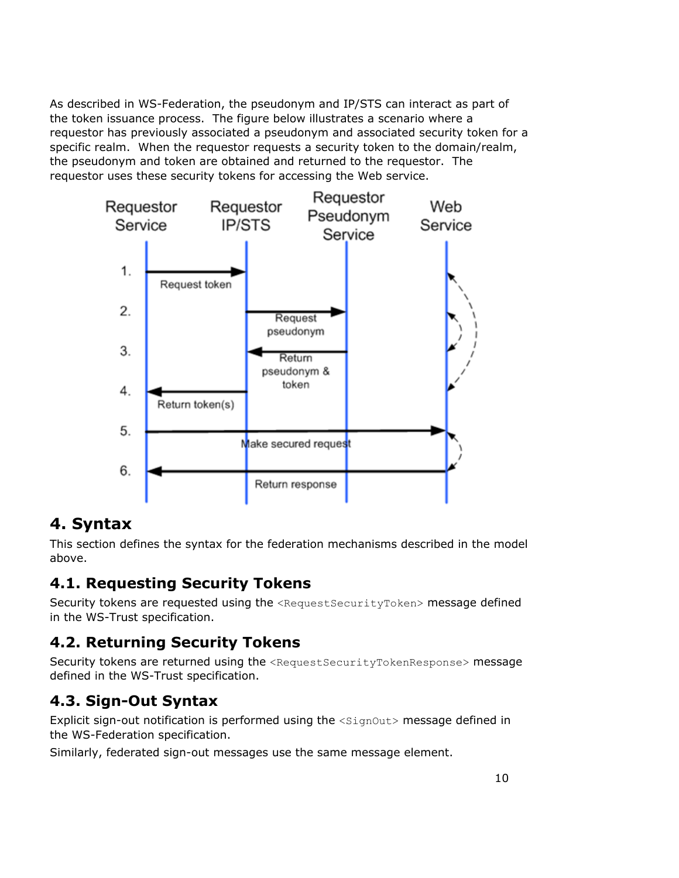As described in WS-Federation, the pseudonym and IP/STS can interact as part of the token issuance process. The figure below illustrates a scenario where a requestor has previously associated a pseudonym and associated security token for a specific realm. When the requestor requests a security token to the domain/realm, the pseudonym and token are obtained and returned to the requestor. The requestor uses these security tokens for accessing the Web service.

## 4. Syntax

This section defines the syntax for the federation mechanisms described in the model above.

### 4.1. Requesting Security Tokens

Security tokens are requested using the `<RequestSecurityToken>` message defined in the WS-Trust specification.

### 4.2. Returning Security Tokens

Security tokens are returned using the `<RequestSecurityTokenResponse>` message defined in the WS-Trust specification.

### 4.3. Sign-Out Syntax

Explicit sign-out notification is performed using the `<SignOut>` message defined in the WS-Federation specification.

Similarly, federated sign-out messages use the same message element.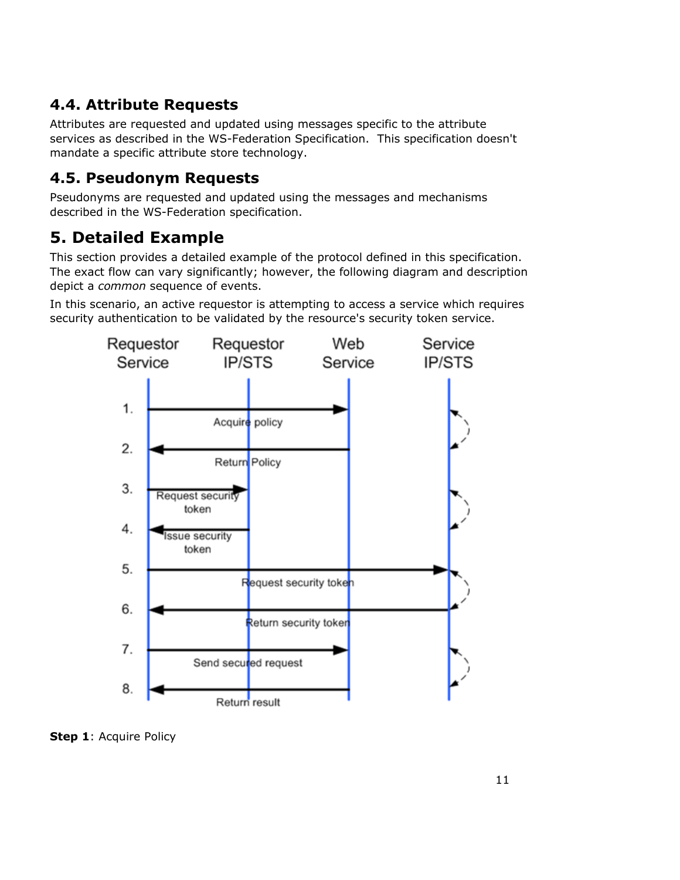## 4.4. Attribute Requests

Attributes are requested and updated using messages specific to the attribute services as described in the WS-Federation Specification.  This specification doesn't mandate a specific attribute store technology.

## 4.5. Pseudonym Requests

Pseudonyms are requested and updated using the messages and mechanisms described in the WS-Federation specification.

# 5. Detailed Example

This section provides a detailed example of the protocol defined in this specification. The exact flow can vary significantly; however, the following diagram and description depict a *common* sequence of events.

In this scenario, an active requestor is attempting to access a service which requires security authentication to be validated by the resource's security token service.

**Step 1**: Acquire Policy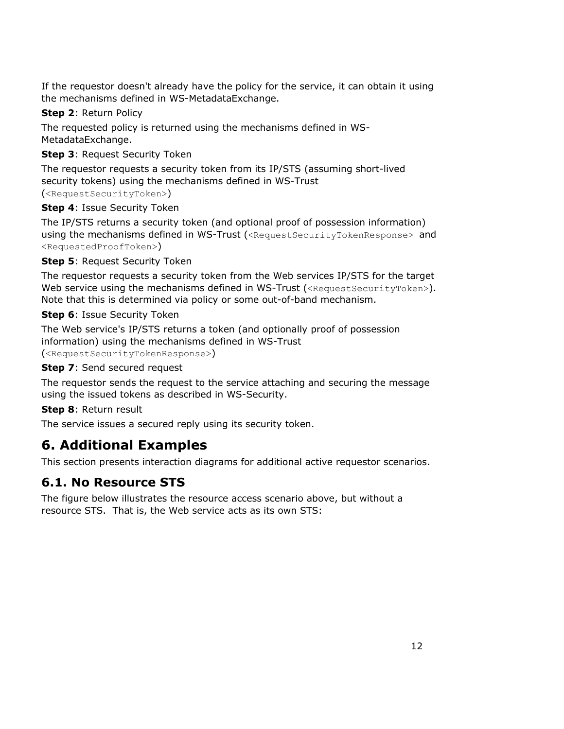If the requestor doesn't already have the policy for the service, it can obtain it using the mechanisms defined in WS-MetadataExchange.

**Step 2**: Return Policy

The requested policy is returned using the mechanisms defined in WS-MetadataExchange.

**Step 3**: Request Security Token

The requestor requests a security token from its IP/STS (assuming short-lived security tokens) using the mechanisms defined in WS-Trust (`<RequestSecurityToken>`)

**Step 4**: Issue Security Token

The IP/STS returns a security token (and optional proof of possession information) using the mechanisms defined in WS-Trust (`<RequestSecurityTokenResponse>` and `<RequestedProofToken>`)

**Step 5**: Request Security Token

The requestor requests a security token from the Web services IP/STS for the target Web service using the mechanisms defined in WS-Trust (`<RequestSecurityToken>`). Note that this is determined via policy or some out-of-band mechanism.

**Step 6**: Issue Security Token

The Web service's IP/STS returns a token (and optionally proof of possession information) using the mechanisms defined in WS-Trust (`<RequestSecurityTokenResponse>`)

**Step 7**: Send secured request

The requestor sends the request to the service attaching and securing the message using the issued tokens as described in WS-Security.

**Step 8**: Return result

The service issues a secured reply using its security token.

# 6. Additional Examples

This section presents interaction diagrams for additional active requestor scenarios.

## 6.1. No Resource STS

The figure below illustrates the resource access scenario above, but without a resource STS. That is, the Web service acts as its own STS: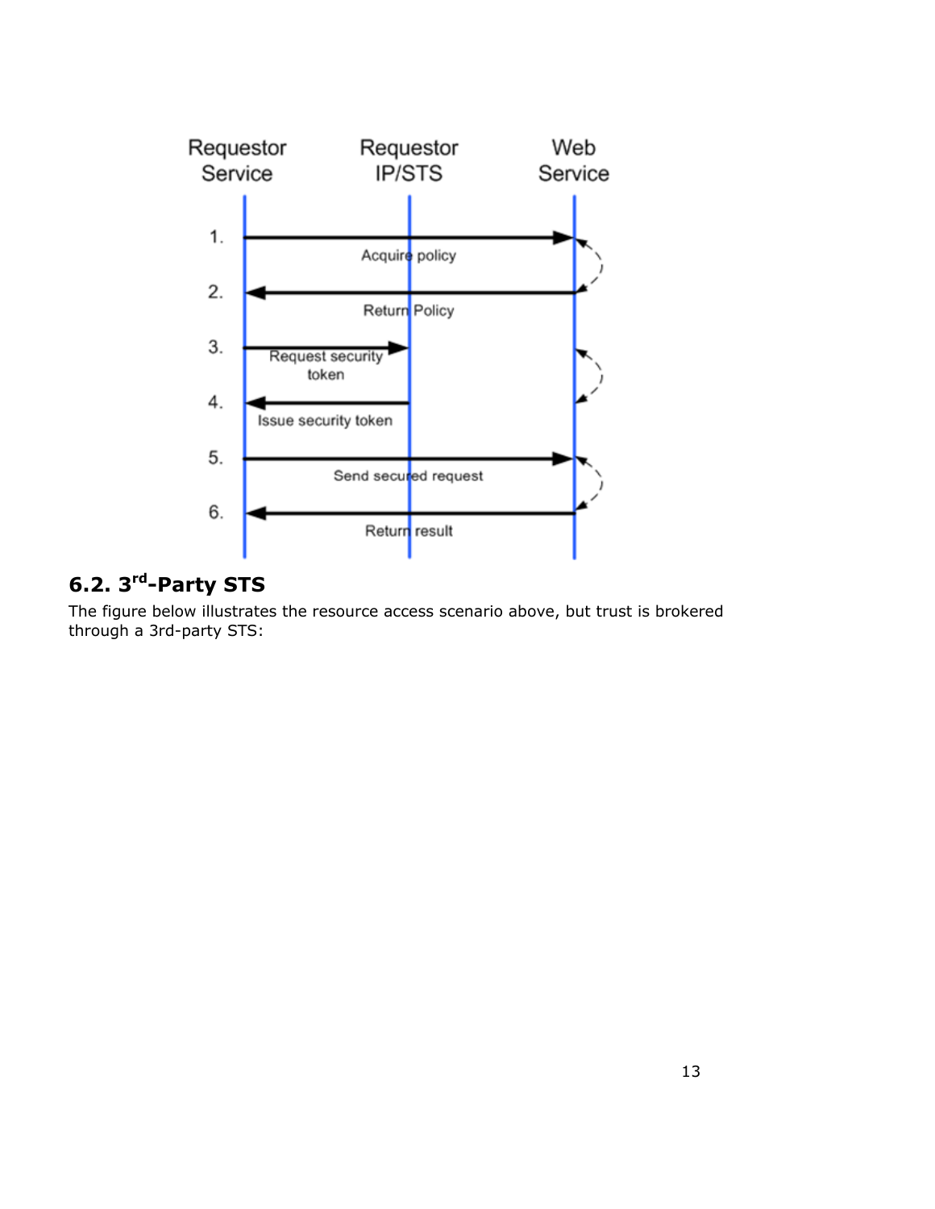Requestor Service

Requestor IP/STS

Web Service

1. Acquire policy

2. Return Policy

3. Request security token

4. Issue security token

5. Send secured request

6. Return result

## 6.2. 3rd-Party STS

The figure below illustrates the resource access scenario above, but trust is brokered through a 3rd-party STS: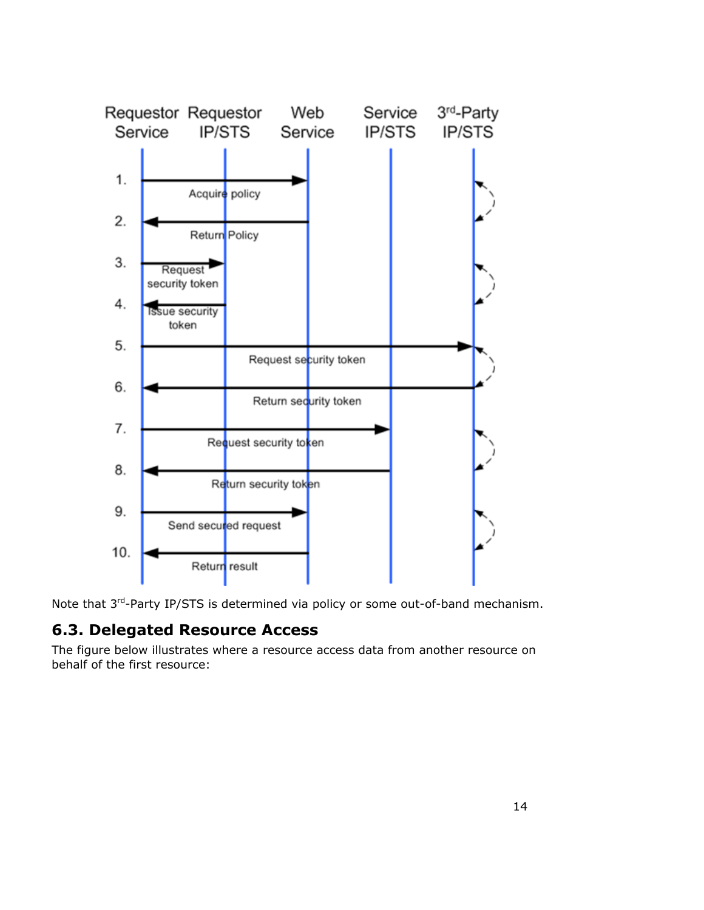Note that 3rd-Party IP/STS is determined via policy or some out-of-band mechanism.

## 6.3. Delegated Resource Access

The figure below illustrates where a resource access data from another resource on behalf of the first resource: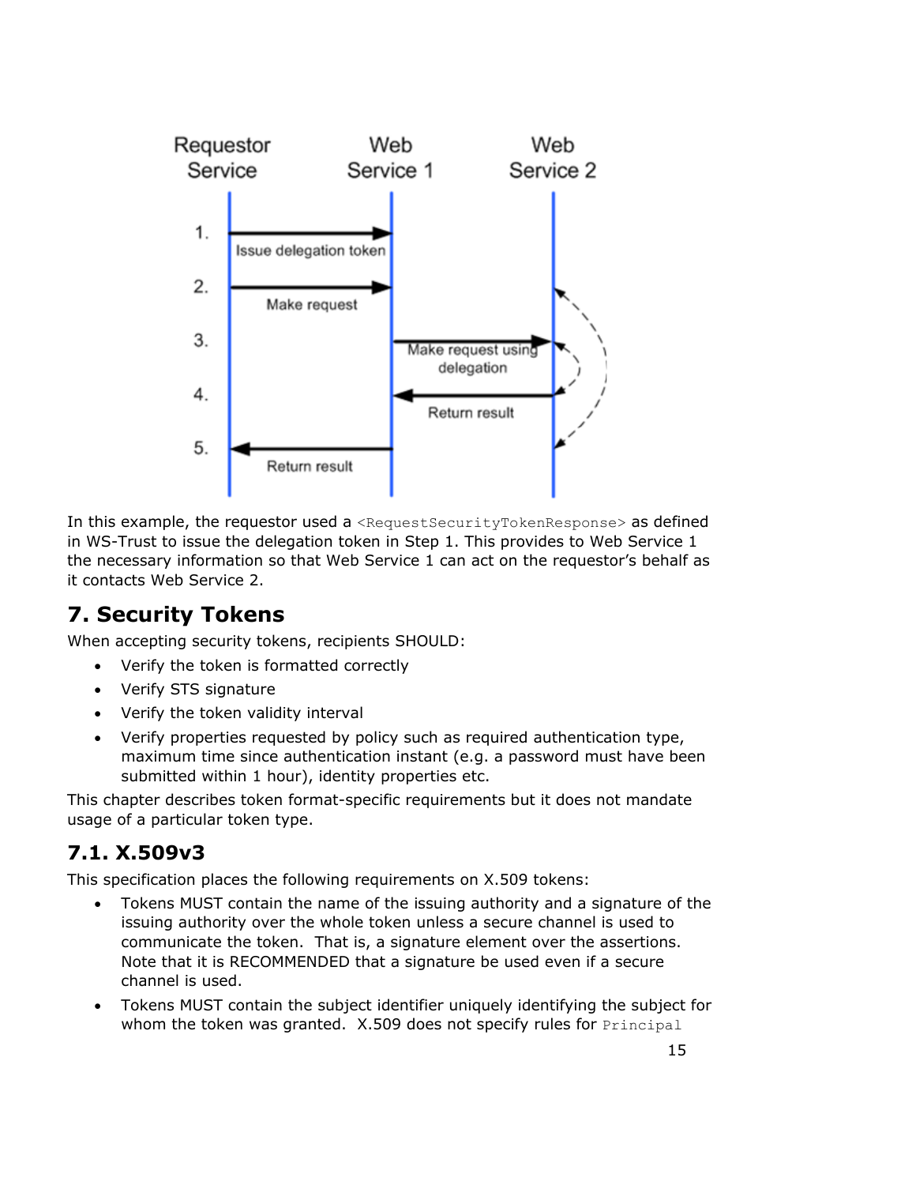In this example, the requestor used a `<RequestSecurityTokenResponse>` as defined in WS-Trust to issue the delegation token in Step 1. This provides to Web Service 1 the necessary information so that Web Service 1 can act on the requestor's behalf as it contacts Web Service 2.

## 7. Security Tokens

When accepting security tokens, recipients SHOULD:

- Verify the token is formatted correctly
- Verify STS signature
- Verify the token validity interval
- Verify properties requested by policy such as required authentication type, maximum time since authentication instant (e.g. a password must have been submitted within 1 hour), identity properties etc.

This chapter describes token format-specific requirements but it does not mandate usage of a particular token type.

### 7.1. X.509v3

This specification places the following requirements on X.509 tokens:

- Tokens MUST contain the name of the issuing authority and a signature of the issuing authority over the whole token unless a secure channel is used to communicate the token. That is, a signature element over the assertions. Note that it is RECOMMENDED that a signature be used even if a secure channel is used.
- Tokens MUST contain the subject identifier uniquely identifying the subject for whom the token was granted. X.509 does not specify rules for `Principal`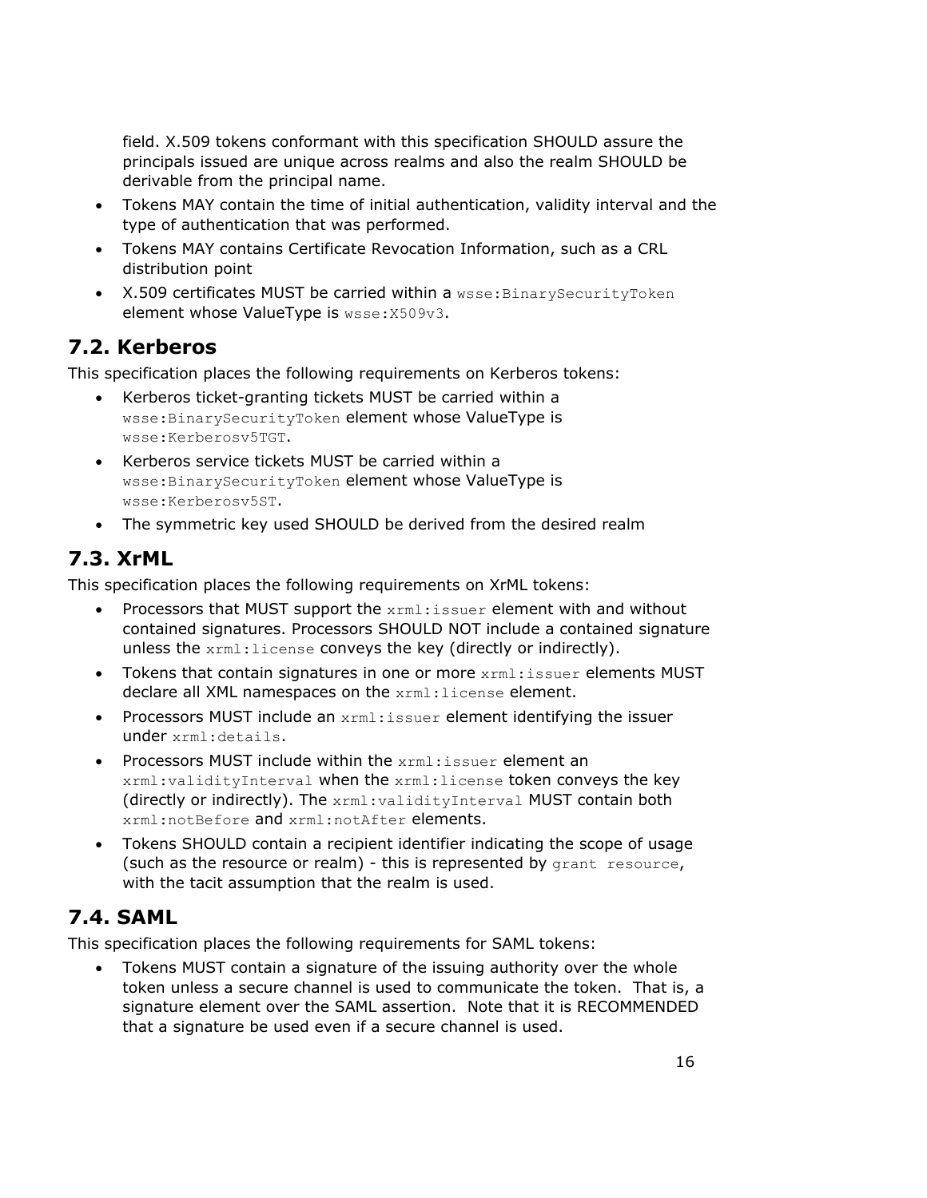field. X.509 tokens conformant with this specification SHOULD assure the principals issued are unique across realms and also the realm SHOULD be derivable from the principal name.

- Tokens MAY contain the time of initial authentication, validity interval and the type of authentication that was performed.
- Tokens MAY contains Certificate Revocation Information, such as a CRL distribution point
- X.509 certificates MUST be carried within a `wsse:BinarySecurityToken` element whose ValueType is `wsse:X509v3`.

## 7.2. Kerberos

This specification places the following requirements on Kerberos tokens:

- Kerberos ticket-granting tickets MUST be carried within a `wsse:BinarySecurityToken` element whose ValueType is `wsse:Kerberosv5TGT`.
- Kerberos service tickets MUST be carried within a `wsse:BinarySecurityToken` element whose ValueType is `wsse:Kerberosv5ST`.
- The symmetric key used SHOULD be derived from the desired realm

## 7.3. XrML

This specification places the following requirements on XrML tokens:

- Processors that MUST support the `xrml:issuer` element with and without contained signatures. Processors SHOULD NOT include a contained signature unless the `xrml:license` conveys the key (directly or indirectly).
- Tokens that contain signatures in one or more `xrml:issuer` elements MUST declare all XML namespaces on the `xrml:license` element.
- Processors MUST include an `xrml:issuer` element identifying the issuer under `xrml:details`.
- Processors MUST include within the `xrml:issuer` element an `xrml:validityInterval` when the `xrml:license` token conveys the key (directly or indirectly). The `xrml:validityInterval` MUST contain both `xrml:notBefore` and `xrml:notAfter` elements.
- Tokens SHOULD contain a recipient identifier indicating the scope of usage (such as the resource or realm) - this is represented by `grant resource`, with the tacit assumption that the realm is used.

## 7.4. SAML

This specification places the following requirements for SAML tokens:

- Tokens MUST contain a signature of the issuing authority over the whole token unless a secure channel is used to communicate the token. That is, a signature element over the SAML assertion. Note that it is RECOMMENDED that a signature be used even if a secure channel is used.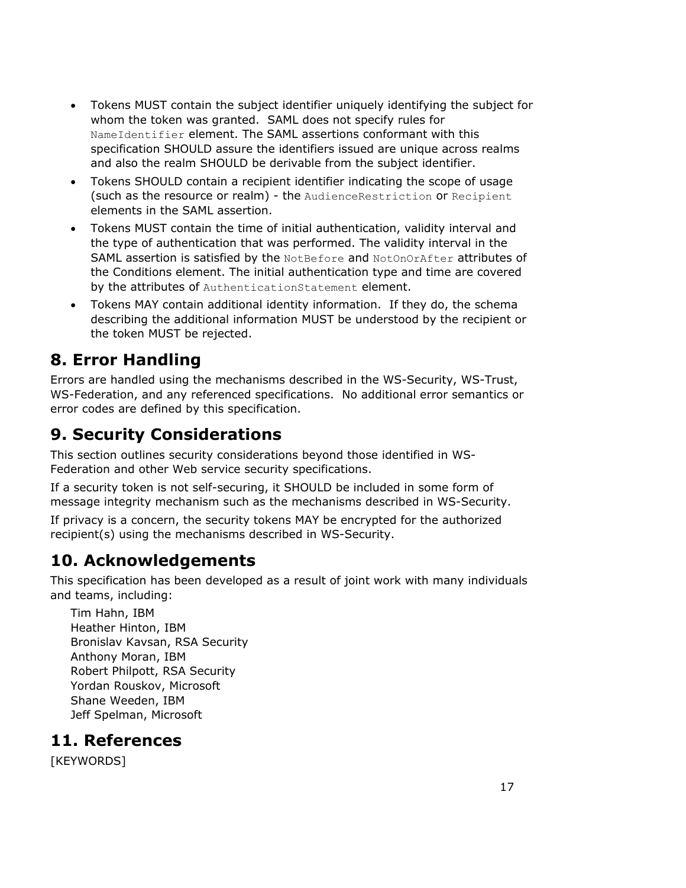- Tokens MUST contain the subject identifier uniquely identifying the subject for whom the token was granted.  SAML does not specify rules for `NameIdentifier` element. The SAML assertions conformant with this specification SHOULD assure the identifiers issued are unique across realms and also the realm SHOULD be derivable from the subject identifier.
- Tokens SHOULD contain a recipient identifier indicating the scope of usage (such as the resource or realm) - the `AudienceRestriction` or `Recipient` elements in the SAML assertion.
- Tokens MUST contain the time of initial authentication, validity interval and the type of authentication that was performed. The validity interval in the SAML assertion is satisfied by the `NotBefore` and `NotOnOrAfter` attributes of the Conditions element. The initial authentication type and time are covered by the attributes of `AuthenticationStatement` element.
- Tokens MAY contain additional identity information.  If they do, the schema describing the additional information MUST be understood by the recipient or the token MUST be rejected.

# 8. Error Handling

Errors are handled using the mechanisms described in the WS-Security, WS-Trust, WS-Federation, and any referenced specifications.  No additional error semantics or error codes are defined by this specification.

# 9. Security Considerations

This section outlines security considerations beyond those identified in WS-Federation and other Web service security specifications.

If a security token is not self-securing, it SHOULD be included in some form of message integrity mechanism such as the mechanisms described in WS-Security.

If privacy is a concern, the security tokens MAY be encrypted for the authorized recipient(s) using the mechanisms described in WS-Security.

# 10. Acknowledgements

This specification has been developed as a result of joint work with many individuals and teams, including:

Tim Hahn, IBM
Heather Hinton, IBM
Bronislav Kavsan, RSA Security
Anthony Moran, IBM
Robert Philpott, RSA Security
Yordan Rouskov, Microsoft
Shane Weeden, IBM
Jeff Spelman, Microsoft

# 11. References

[KEYWORDS]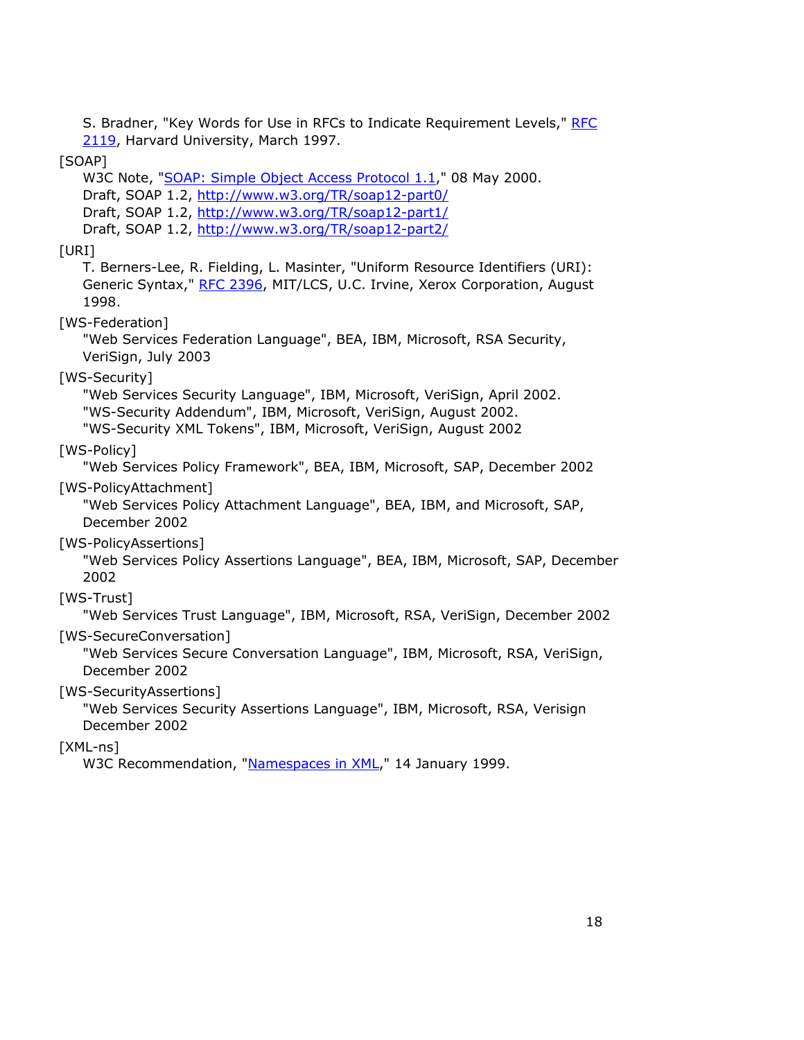S. Bradner, "Key Words for Use in RFCs to Indicate Requirement Levels," [RFC 2119](), Harvard University, March 1997.

[SOAP]
: W3C Note, "[SOAP: Simple Object Access Protocol 1.1]()," 08 May 2000.
: Draft, SOAP 1.2, [http://www.w3.org/TR/soap12-part0/](http://www.w3.org/TR/soap12-part0/)
: Draft, SOAP 1.2, [http://www.w3.org/TR/soap12-part1/](http://www.w3.org/TR/soap12-part1/)
: Draft, SOAP 1.2, [http://www.w3.org/TR/soap12-part2/](http://www.w3.org/TR/soap12-part2/)

[URI]
: T. Berners-Lee, R. Fielding, L. Masinter, "Uniform Resource Identifiers (URI): Generic Syntax," [RFC 2396](), MIT/LCS, U.C. Irvine, Xerox Corporation, August 1998.

[WS-Federation]
: "Web Services Federation Language", BEA, IBM, Microsoft, RSA Security, VeriSign, July 2003

[WS-Security]
: "Web Services Security Language", IBM, Microsoft, VeriSign, April 2002.
: "WS-Security Addendum", IBM, Microsoft, VeriSign, August 2002.
: "WS-Security XML Tokens", IBM, Microsoft, VeriSign, August 2002

[WS-Policy]
: "Web Services Policy Framework", BEA, IBM, Microsoft, SAP, December 2002

[WS-PolicyAttachment]
: "Web Services Policy Attachment Language", BEA, IBM, and Microsoft, SAP, December 2002

[WS-PolicyAssertions]
: "Web Services Policy Assertions Language", BEA, IBM, Microsoft, SAP, December 2002

[WS-Trust]
: "Web Services Trust Language", IBM, Microsoft, RSA, VeriSign, December 2002

[WS-SecureConversation]
: "Web Services Secure Conversation Language", IBM, Microsoft, RSA, VeriSign, December 2002

[WS-SecurityAssertions]
: "Web Services Security Assertions Language", IBM, Microsoft, RSA, Verisign December 2002

[XML-ns]
: W3C Recommendation, "[Namespaces in XML]()," 14 January 1999.